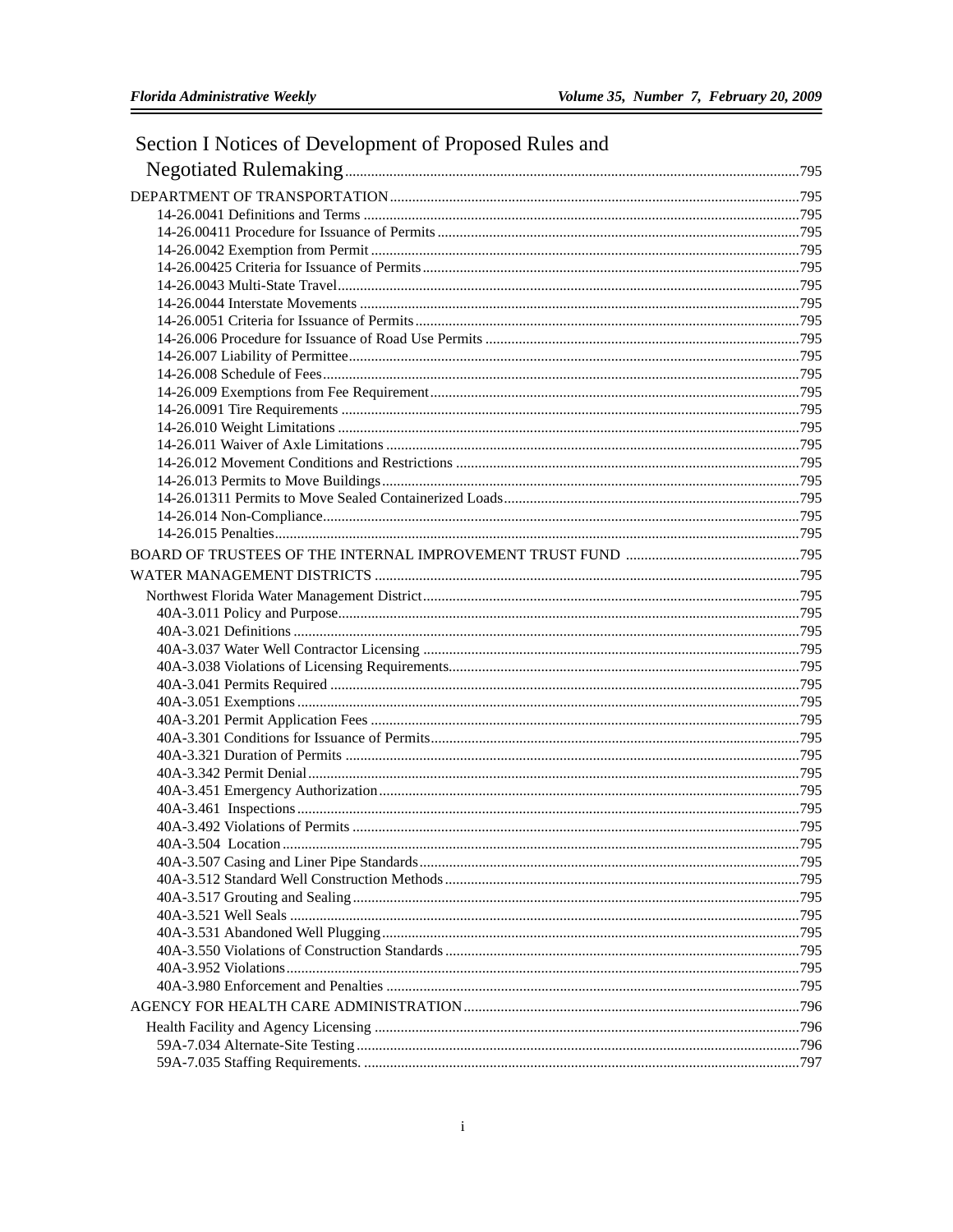# Section I Notices of Development of Proposed Rules and Negotiated Rulemaking ....795

DEPARTMENT OF TRANSPORTATION ....795

14-26.0041 Definitions and Terms ....795
14-26.00411 Procedure for Issuance of Permits ....795
14-26.0042 Exemption from Permit ....795
14-26.00425 Criteria for Issuance of Permits ....795
14-26.0043 Multi-State Travel ....795
14-26.0044 Interstate Movements ....795
14-26.0051 Criteria for Issuance of Permits ....795
14-26.006 Procedure for Issuance of Road Use Permits ....795
14-26.007 Liability of Permittee ....795
14-26.008 Schedule of Fees ....795
14-26.009 Exemptions from Fee Requirement ....795
14-26.0091 Tire Requirements ....795
14-26.010 Weight Limitations ....795
14-26.011 Waiver of Axle Limitations ....795
14-26.012 Movement Conditions and Restrictions ....795
14-26.013 Permits to Move Buildings ....795
14-26.01311 Permits to Move Sealed Containerized Loads ....795
14-26.014 Non-Compliance ....795
14-26.015 Penalties ....795

BOARD OF TRUSTEES OF THE INTERNAL IMPROVEMENT TRUST FUND ....795

WATER MANAGEMENT DISTRICTS ....795

Northwest Florida Water Management District ....795

40A-3.011 Policy and Purpose ....795
40A-3.021 Definitions ....795
40A-3.037 Water Well Contractor Licensing ....795
40A-3.038 Violations of Licensing Requirements ....795
40A-3.041 Permits Required ....795
40A-3.051 Exemptions ....795
40A-3.201 Permit Application Fees ....795
40A-3.301 Conditions for Issuance of Permits ....795
40A-3.321 Duration of Permits ....795
40A-3.342 Permit Denial ....795
40A-3.451 Emergency Authorization ....795
40A-3.461 Inspections ....795
40A-3.492 Violations of Permits ....795
40A-3.504 Location ....795
40A-3.507 Casing and Liner Pipe Standards ....795
40A-3.512 Standard Well Construction Methods ....795
40A-3.517 Grouting and Sealing ....795
40A-3.521 Well Seals ....795
40A-3.531 Abandoned Well Plugging ....795
40A-3.550 Violations of Construction Standards ....795
40A-3.952 Violations ....795
40A-3.980 Enforcement and Penalties ....795

AGENCY FOR HEALTH CARE ADMINISTRATION ....796

Health Facility and Agency Licensing ....796

59A-7.034 Alternate-Site Testing ....796
59A-7.035 Staffing Requirements. ....797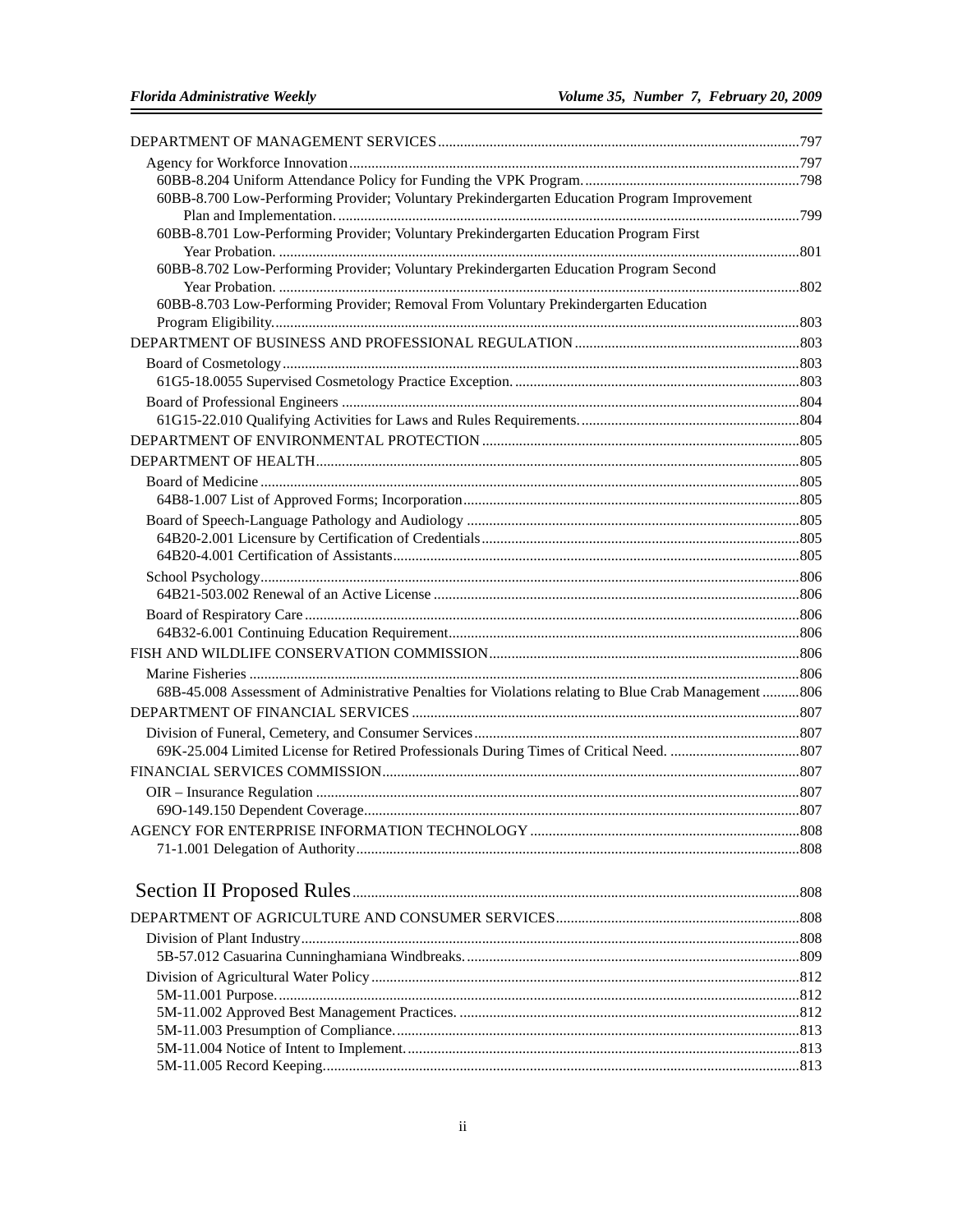DEPARTMENT OF MANAGEMENT SERVICES ....................................................................797

Agency for Workforce Innovation ....................................................................797

60BB-8.204 Uniform Attendance Policy for Funding the VPK Program. ....................................................................798

60BB-8.700 Low-Performing Provider; Voluntary Prekindergarten Education Program Improvement Plan and Implementation. ....................................................................799

60BB-8.701 Low-Performing Provider; Voluntary Prekindergarten Education Program First Year Probation. ....................................................................801

60BB-8.702 Low-Performing Provider; Voluntary Prekindergarten Education Program Second Year Probation. ....................................................................802

60BB-8.703 Low-Performing Provider; Removal From Voluntary Prekindergarten Education Program Eligibility. ....................................................................803

DEPARTMENT OF BUSINESS AND PROFESSIONAL REGULATION ....................................................................803

Board of Cosmetology ....................................................................803

61G5-18.0055 Supervised Cosmetology Practice Exception. ....................................................................803

Board of Professional Engineers ....................................................................804

61G15-22.010 Qualifying Activities for Laws and Rules Requirements. ....................................................................804

DEPARTMENT OF ENVIRONMENTAL PROTECTION ....................................................................805

DEPARTMENT OF HEALTH ....................................................................805

Board of Medicine ....................................................................805

64B8-1.007 List of Approved Forms; Incorporation ....................................................................805

Board of Speech-Language Pathology and Audiology ....................................................................805

64B20-2.001 Licensure by Certification of Credentials ....................................................................805

64B20-4.001 Certification of Assistants ....................................................................805

School Psychology ....................................................................806

64B21-503.002 Renewal of an Active License ....................................................................806

Board of Respiratory Care ....................................................................806

64B32-6.001 Continuing Education Requirement ....................................................................806

FISH AND WILDLIFE CONSERVATION COMMISSION ....................................................................806

Marine Fisheries ....................................................................806

68B-45.008 Assessment of Administrative Penalties for Violations relating to Blue Crab Management ....................................................................806

DEPARTMENT OF FINANCIAL SERVICES ....................................................................807

Division of Funeral, Cemetery, and Consumer Services ....................................................................807

69K-25.004 Limited License for Retired Professionals During Times of Critical Need. ....................................................................807

FINANCIAL SERVICES COMMISSION ....................................................................807

OIR – Insurance Regulation ....................................................................807

69O-149.150 Dependent Coverage ....................................................................807

AGENCY FOR ENTERPRISE INFORMATION TECHNOLOGY ....................................................................808

71-1.001 Delegation of Authority ....................................................................808

# Section II Proposed Rules ....................................................................808

DEPARTMENT OF AGRICULTURE AND CONSUMER SERVICES ....................................................................808

Division of Plant Industry ....................................................................808

5B-57.012 Casuarina Cunninghamiana Windbreaks. ....................................................................809

Division of Agricultural Water Policy ....................................................................812

5M-11.001 Purpose. ....................................................................812

5M-11.002 Approved Best Management Practices. ....................................................................812

5M-11.003 Presumption of Compliance. ....................................................................813

5M-11.004 Notice of Intent to Implement. ....................................................................813

5M-11.005 Record Keeping. ....................................................................813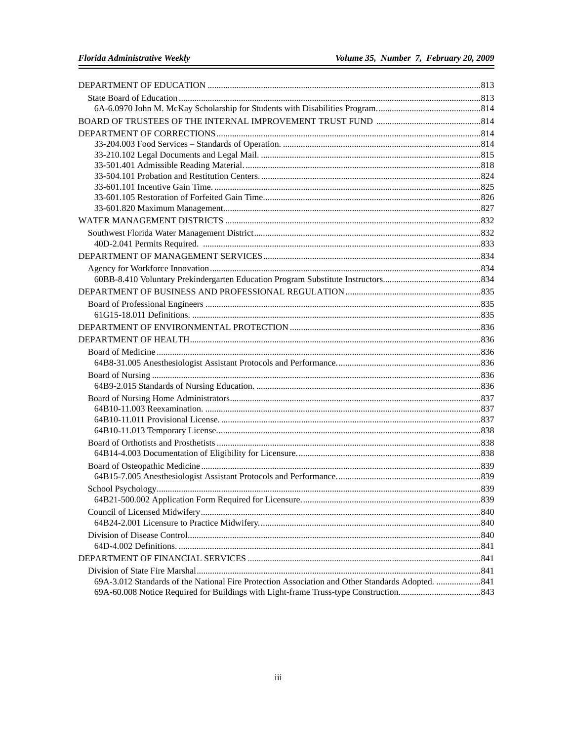DEPARTMENT OF EDUCATION ....813

State Board of Education ....813

6A-6.0970 John M. McKay Scholarship for Students with Disabilities Program. ....814

BOARD OF TRUSTEES OF THE INTERNAL IMPROVEMENT TRUST FUND ....814

DEPARTMENT OF CORRECTIONS ....814

33-204.003 Food Services – Standards of Operation. ....814

33-210.102 Legal Documents and Legal Mail. ....815

33-501.401 Admissible Reading Material. ....818

33-504.101 Probation and Restitution Centers. ....824

33-601.101 Incentive Gain Time. ....825

33-601.105 Restoration of Forfeited Gain Time. ....826

33-601.820 Maximum Management. ....827

WATER MANAGEMENT DISTRICTS ....832

Southwest Florida Water Management District ....832

40D-2.041 Permits Required. ....833

DEPARTMENT OF MANAGEMENT SERVICES ....834

Agency for Workforce Innovation ....834

60BB-8.410 Voluntary Prekindergarten Education Program Substitute Instructors. ....834

DEPARTMENT OF BUSINESS AND PROFESSIONAL REGULATION ....835

Board of Professional Engineers ....835

61G15-18.011 Definitions. ....835

DEPARTMENT OF ENVIRONMENTAL PROTECTION ....836

DEPARTMENT OF HEALTH ....836

Board of Medicine ....836

64B8-31.005 Anesthesiologist Assistant Protocols and Performance. ....836

Board of Nursing ....836

64B9-2.015 Standards of Nursing Education. ....836

Board of Nursing Home Administrators ....837

64B10-11.003 Reexamination. ....837

64B10-11.011 Provisional License. ....837

64B10-11.013 Temporary License. ....838

Board of Orthotists and Prosthetists ....838

64B14-4.003 Documentation of Eligibility for Licensure. ....838

Board of Osteopathic Medicine ....839

64B15-7.005 Anesthesiologist Assistant Protocols and Performance. ....839

School Psychology ....839

64B21-500.002 Application Form Required for Licensure. ....839

Council of Licensed Midwifery ....840

64B24-2.001 Licensure to Practice Midwifery. ....840

Division of Disease Control ....840

64D-4.002 Definitions. ....841

DEPARTMENT OF FINANCIAL SERVICES ....841

Division of State Fire Marshal ....841

69A-3.012 Standards of the National Fire Protection Association and Other Standards Adopted. ....841

69A-60.008 Notice Required for Buildings with Light-frame Truss-type Construction. ....843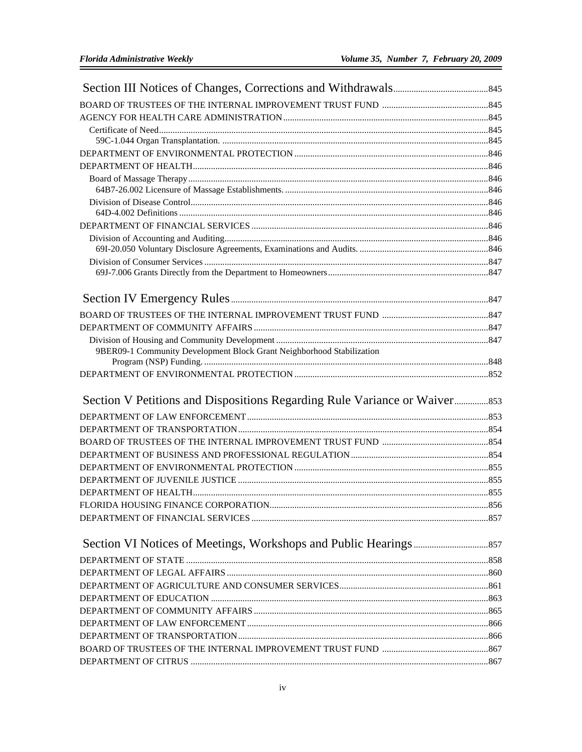## Section III Notices of Changes, Corrections and Withdrawals ....845

BOARD OF TRUSTEES OF THE INTERNAL IMPROVEMENT TRUST FUND ....845

AGENCY FOR HEALTH CARE ADMINISTRATION ....845

- Certificate of Need ....845
  - 59C-1.044 Organ Transplantation. ....845

DEPARTMENT OF ENVIRONMENTAL PROTECTION ....846

DEPARTMENT OF HEALTH ....846

- Board of Massage Therapy ....846
  - 64B7-26.002 Licensure of Massage Establishments. ....846
- Division of Disease Control ....846
  - 64D-4.002 Definitions ....846

DEPARTMENT OF FINANCIAL SERVICES ....846

- Division of Accounting and Auditing ....846
  - 69I-20.050 Voluntary Disclosure Agreements, Examinations and Audits. ....846
- Division of Consumer Services ....847
  - 69J-7.006 Grants Directly from the Department to Homeowners ....847

## Section IV Emergency Rules ....847

BOARD OF TRUSTEES OF THE INTERNAL IMPROVEMENT TRUST FUND ....847

DEPARTMENT OF COMMUNITY AFFAIRS ....847

- Division of Housing and Community Development ....847
  - 9BER09-1 Community Development Block Grant Neighborhood Stabilization Program (NSP) Funding. ....848

DEPARTMENT OF ENVIRONMENTAL PROTECTION ....852

## Section V Petitions and Dispositions Regarding Rule Variance or Waiver ....853

DEPARTMENT OF LAW ENFORCEMENT ....853

DEPARTMENT OF TRANSPORTATION ....854

BOARD OF TRUSTEES OF THE INTERNAL IMPROVEMENT TRUST FUND ....854

DEPARTMENT OF BUSINESS AND PROFESSIONAL REGULATION ....854

DEPARTMENT OF ENVIRONMENTAL PROTECTION ....855

DEPARTMENT OF JUVENILE JUSTICE ....855

DEPARTMENT OF HEALTH ....855

FLORIDA HOUSING FINANCE CORPORATION ....856

DEPARTMENT OF FINANCIAL SERVICES ....857

## Section VI Notices of Meetings, Workshops and Public Hearings ....857

DEPARTMENT OF STATE ....858

DEPARTMENT OF LEGAL AFFAIRS ....860

DEPARTMENT OF AGRICULTURE AND CONSUMER SERVICES ....861

DEPARTMENT OF EDUCATION ....863

DEPARTMENT OF COMMUNITY AFFAIRS ....865

DEPARTMENT OF LAW ENFORCEMENT ....866

DEPARTMENT OF TRANSPORTATION ....866

BOARD OF TRUSTEES OF THE INTERNAL IMPROVEMENT TRUST FUND ....867

DEPARTMENT OF CITRUS ....867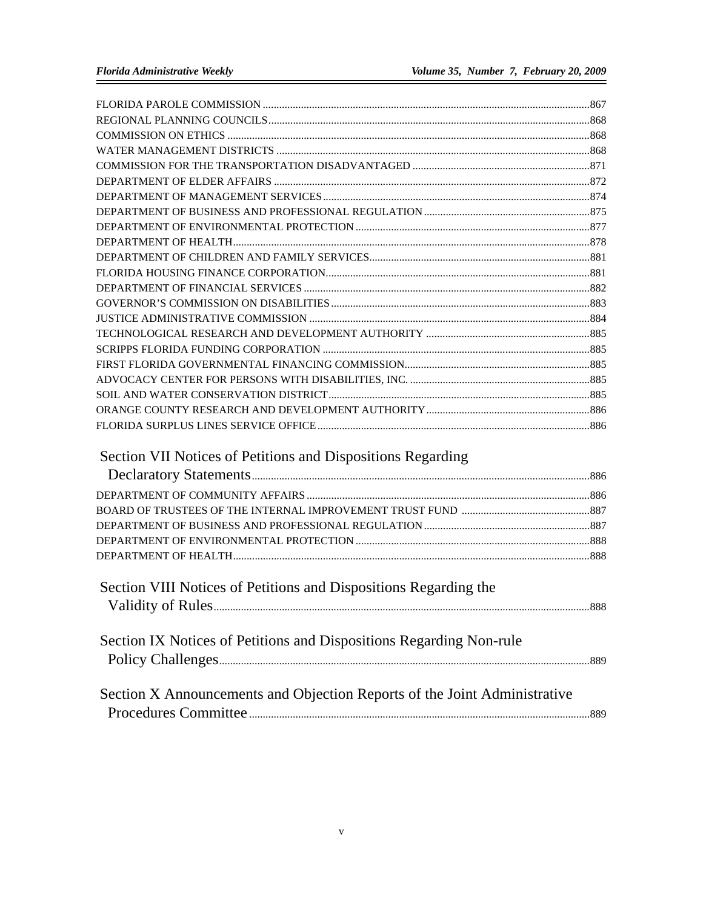FLORIDA PAROLE COMMISSION .....867
REGIONAL PLANNING COUNCILS .....868
COMMISSION ON ETHICS .....868
WATER MANAGEMENT DISTRICTS .....868
COMMISSION FOR THE TRANSPORTATION DISADVANTAGED .....871
DEPARTMENT OF ELDER AFFAIRS .....872
DEPARTMENT OF MANAGEMENT SERVICES .....874
DEPARTMENT OF BUSINESS AND PROFESSIONAL REGULATION .....875
DEPARTMENT OF ENVIRONMENTAL PROTECTION .....877
DEPARTMENT OF HEALTH .....878
DEPARTMENT OF CHILDREN AND FAMILY SERVICES .....881
FLORIDA HOUSING FINANCE CORPORATION .....881
DEPARTMENT OF FINANCIAL SERVICES .....882
GOVERNOR'S COMMISSION ON DISABILITIES .....883
JUSTICE ADMINISTRATIVE COMMISSION .....884
TECHNOLOGICAL RESEARCH AND DEVELOPMENT AUTHORITY .....885
SCRIPPS FLORIDA FUNDING CORPORATION .....885
FIRST FLORIDA GOVERNMENTAL FINANCING COMMISSION .....885
ADVOCACY CENTER FOR PERSONS WITH DISABILITIES, INC. .....885
SOIL AND WATER CONSERVATION DISTRICT .....885
ORANGE COUNTY RESEARCH AND DEVELOPMENT AUTHORITY .....886
FLORIDA SURPLUS LINES SERVICE OFFICE .....886

## Section VII Notices of Petitions and Dispositions Regarding Declaratory Statements .....886

DEPARTMENT OF COMMUNITY AFFAIRS .....886
BOARD OF TRUSTEES OF THE INTERNAL IMPROVEMENT TRUST FUND .....887
DEPARTMENT OF BUSINESS AND PROFESSIONAL REGULATION .....887
DEPARTMENT OF ENVIRONMENTAL PROTECTION .....888
DEPARTMENT OF HEALTH .....888

## Section VIII Notices of Petitions and Dispositions Regarding the Validity of Rules .....888

## Section IX Notices of Petitions and Dispositions Regarding Non-rule Policy Challenges .....889

## Section X Announcements and Objection Reports of the Joint Administrative Procedures Committee .....889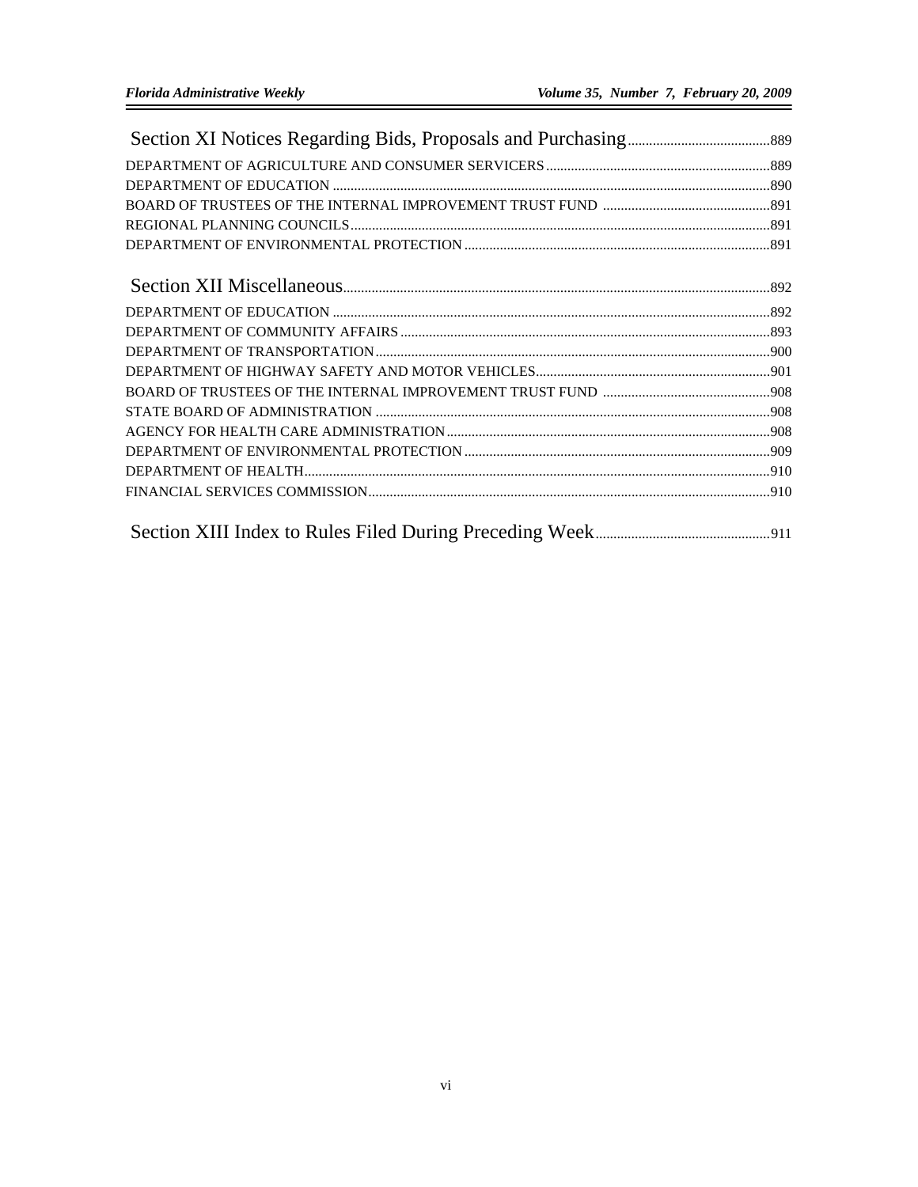## Section XI Notices Regarding Bids, Proposals and Purchasing ........................................ 889

DEPARTMENT OF AGRICULTURE AND CONSUMER SERVICERS ........................................ 889
DEPARTMENT OF EDUCATION ........................................ 890
BOARD OF TRUSTEES OF THE INTERNAL IMPROVEMENT TRUST FUND ........................................ 891
REGIONAL PLANNING COUNCILS ........................................ 891
DEPARTMENT OF ENVIRONMENTAL PROTECTION ........................................ 891

## Section XII Miscellaneous ........................................ 892

DEPARTMENT OF EDUCATION ........................................ 892
DEPARTMENT OF COMMUNITY AFFAIRS ........................................ 893
DEPARTMENT OF TRANSPORTATION ........................................ 900
DEPARTMENT OF HIGHWAY SAFETY AND MOTOR VEHICLES ........................................ 901
BOARD OF TRUSTEES OF THE INTERNAL IMPROVEMENT TRUST FUND ........................................ 908
STATE BOARD OF ADMINISTRATION ........................................ 908
AGENCY FOR HEALTH CARE ADMINISTRATION ........................................ 908
DEPARTMENT OF ENVIRONMENTAL PROTECTION ........................................ 909
DEPARTMENT OF HEALTH ........................................ 910
FINANCIAL SERVICES COMMISSION ........................................ 910

## Section XIII Index to Rules Filed During Preceding Week ........................................ 911